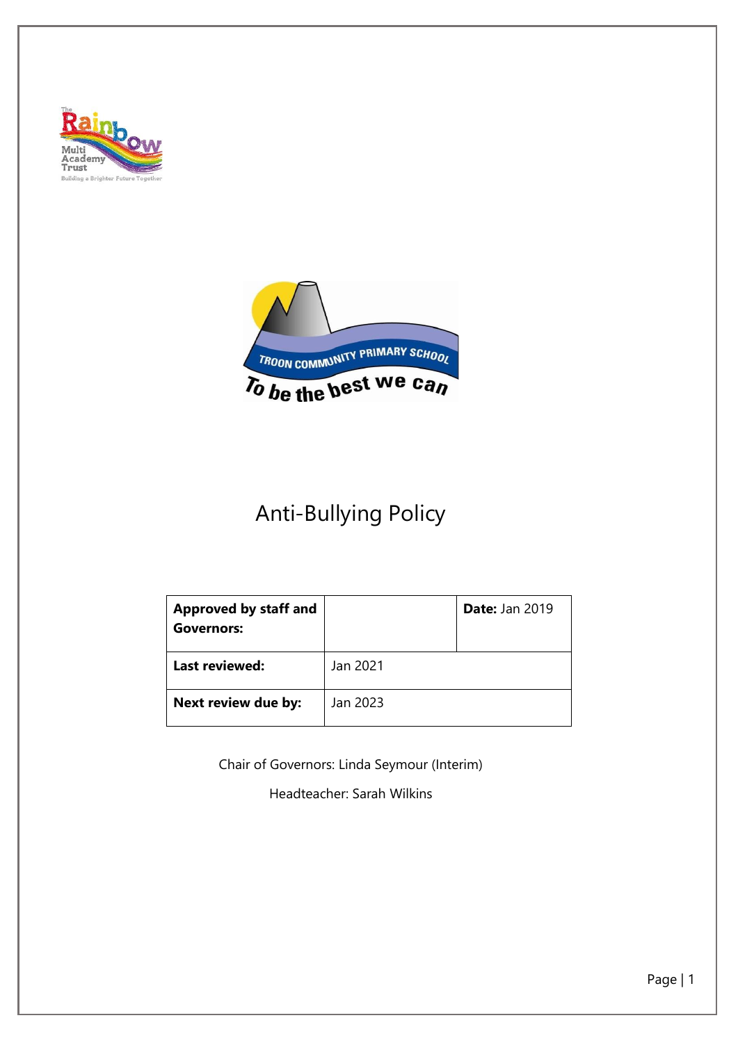# Anti-Bullying Policy

| **Approved by staff and Governors:** | | **Date:** Jan 2019 |
|---|---|---|
| **Last reviewed:** | Jan 2021 | |
| **Next review due by:** | Jan 2023 | |

Chair of Governors: Linda Seymour (Interim)

Headteacher: Sarah Wilkins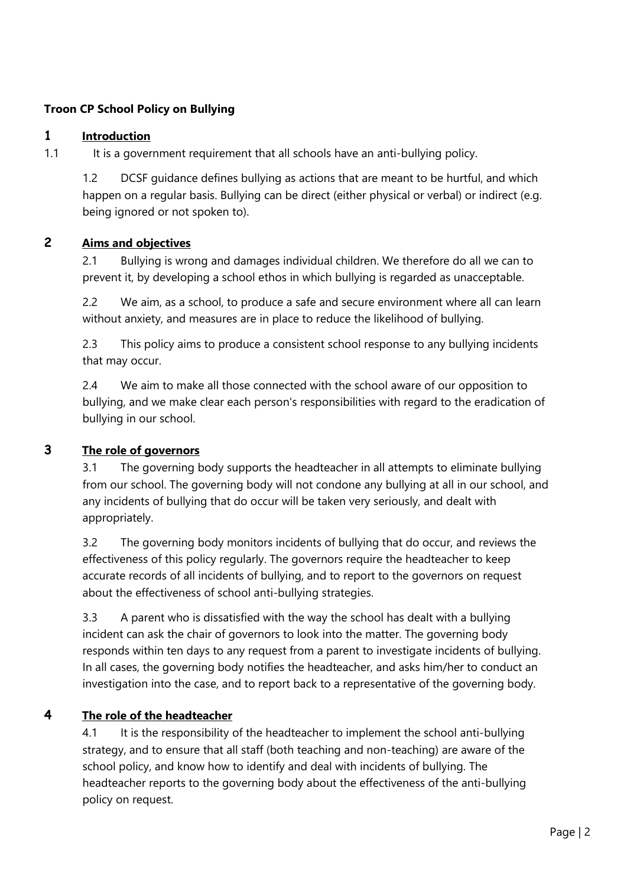**Troon CP School Policy on Bullying**

## 1 Introduction

1.1 It is a government requirement that all schools have an anti-bullying policy.

1.2 DCSF guidance defines bullying as actions that are meant to be hurtful, and which happen on a regular basis. Bullying can be direct (either physical or verbal) or indirect (e.g. being ignored or not spoken to).

## 2 Aims and objectives

2.1 Bullying is wrong and damages individual children. We therefore do all we can to prevent it, by developing a school ethos in which bullying is regarded as unacceptable.

2.2 We aim, as a school, to produce a safe and secure environment where all can learn without anxiety, and measures are in place to reduce the likelihood of bullying.

2.3 This policy aims to produce a consistent school response to any bullying incidents that may occur.

2.4 We aim to make all those connected with the school aware of our opposition to bullying, and we make clear each person's responsibilities with regard to the eradication of bullying in our school.

## 3 The role of governors

3.1 The governing body supports the headteacher in all attempts to eliminate bullying from our school. The governing body will not condone any bullying at all in our school, and any incidents of bullying that do occur will be taken very seriously, and dealt with appropriately.

3.2 The governing body monitors incidents of bullying that do occur, and reviews the effectiveness of this policy regularly. The governors require the headteacher to keep accurate records of all incidents of bullying, and to report to the governors on request about the effectiveness of school anti-bullying strategies.

3.3 A parent who is dissatisfied with the way the school has dealt with a bullying incident can ask the chair of governors to look into the matter. The governing body responds within ten days to any request from a parent to investigate incidents of bullying. In all cases, the governing body notifies the headteacher, and asks him/her to conduct an investigation into the case, and to report back to a representative of the governing body.

## 4 The role of the headteacher

4.1 It is the responsibility of the headteacher to implement the school anti-bullying strategy, and to ensure that all staff (both teaching and non-teaching) are aware of the school policy, and know how to identify and deal with incidents of bullying. The headteacher reports to the governing body about the effectiveness of the anti-bullying policy on request.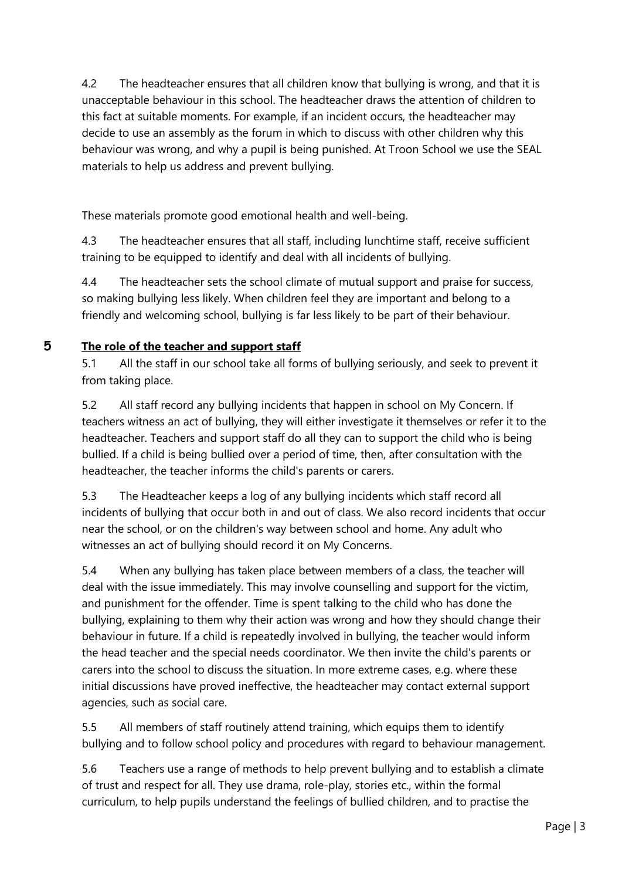4.2 The headteacher ensures that all children know that bullying is wrong, and that it is unacceptable behaviour in this school. The headteacher draws the attention of children to this fact at suitable moments. For example, if an incident occurs, the headteacher may decide to use an assembly as the forum in which to discuss with other children why this behaviour was wrong, and why a pupil is being punished. At Troon School we use the SEAL materials to help us address and prevent bullying.

These materials promote good emotional health and well-being.

4.3 The headteacher ensures that all staff, including lunchtime staff, receive sufficient training to be equipped to identify and deal with all incidents of bullying.

4.4 The headteacher sets the school climate of mutual support and praise for success, so making bullying less likely. When children feel they are important and belong to a friendly and welcoming school, bullying is far less likely to be part of their behaviour.

## 5 <u>The role of the teacher and support staff</u>

5.1 All the staff in our school take all forms of bullying seriously, and seek to prevent it from taking place.

5.2 All staff record any bullying incidents that happen in school on My Concern. If teachers witness an act of bullying, they will either investigate it themselves or refer it to the headteacher. Teachers and support staff do all they can to support the child who is being bullied. If a child is being bullied over a period of time, then, after consultation with the headteacher, the teacher informs the child's parents or carers.

5.3 The Headteacher keeps a log of any bullying incidents which staff record all incidents of bullying that occur both in and out of class. We also record incidents that occur near the school, or on the children's way between school and home. Any adult who witnesses an act of bullying should record it on My Concerns.

5.4 When any bullying has taken place between members of a class, the teacher will deal with the issue immediately. This may involve counselling and support for the victim, and punishment for the offender. Time is spent talking to the child who has done the bullying, explaining to them why their action was wrong and how they should change their behaviour in future. If a child is repeatedly involved in bullying, the teacher would inform the head teacher and the special needs coordinator. We then invite the child's parents or carers into the school to discuss the situation. In more extreme cases, e.g. where these initial discussions have proved ineffective, the headteacher may contact external support agencies, such as social care.

5.5 All members of staff routinely attend training, which equips them to identify bullying and to follow school policy and procedures with regard to behaviour management.

5.6 Teachers use a range of methods to help prevent bullying and to establish a climate of trust and respect for all. They use drama, role-play, stories etc., within the formal curriculum, to help pupils understand the feelings of bullied children, and to practise the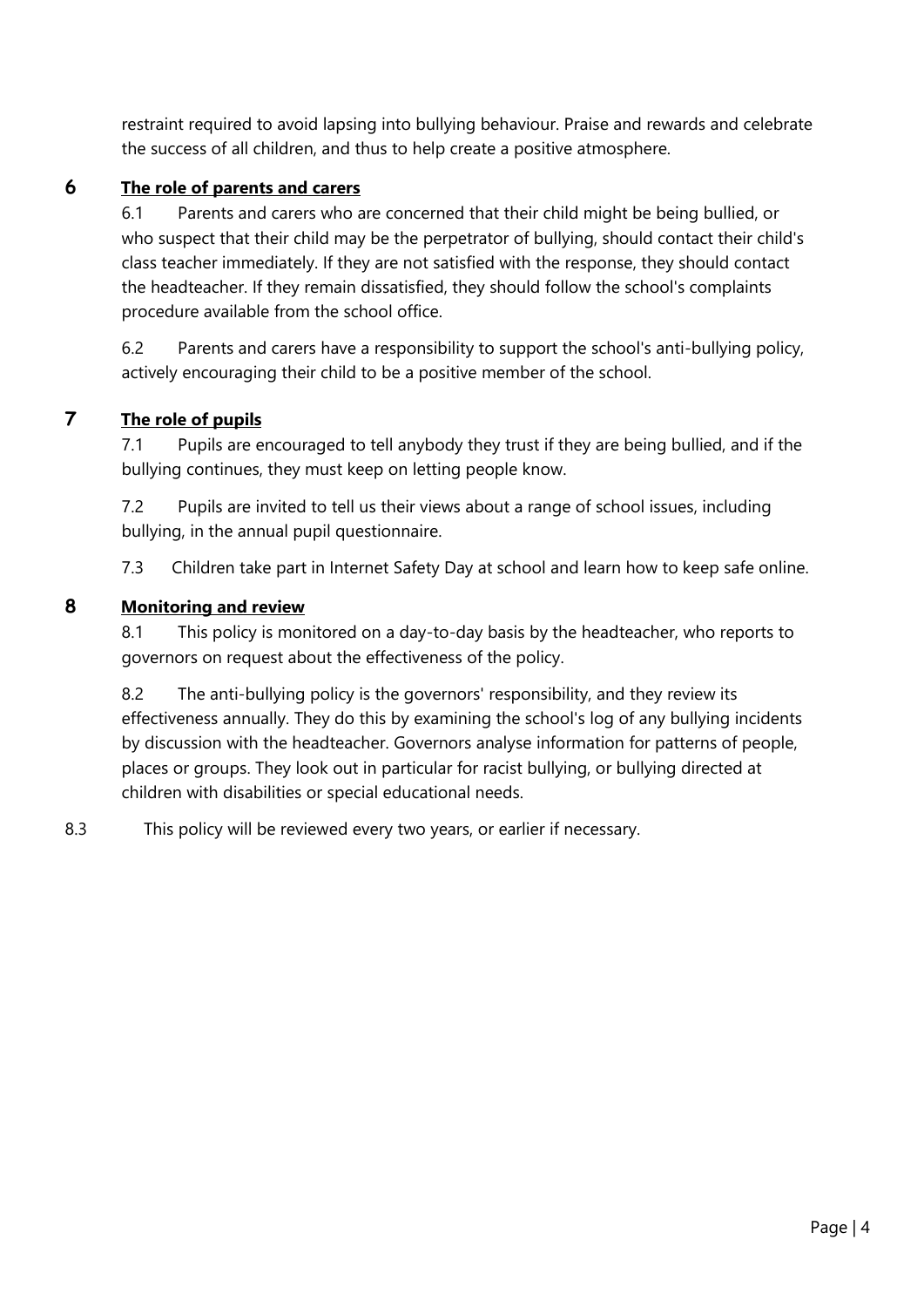restraint required to avoid lapsing into bullying behaviour. Praise and rewards and celebrate the success of all children, and thus to help create a positive atmosphere.

## 6 The role of parents and carers

6.1 Parents and carers who are concerned that their child might be being bullied, or who suspect that their child may be the perpetrator of bullying, should contact their child's class teacher immediately. If they are not satisfied with the response, they should contact the headteacher. If they remain dissatisfied, they should follow the school's complaints procedure available from the school office.

6.2 Parents and carers have a responsibility to support the school's anti-bullying policy, actively encouraging their child to be a positive member of the school.

## 7 The role of pupils

7.1 Pupils are encouraged to tell anybody they trust if they are being bullied, and if the bullying continues, they must keep on letting people know.

7.2 Pupils are invited to tell us their views about a range of school issues, including bullying, in the annual pupil questionnaire.

7.3 Children take part in Internet Safety Day at school and learn how to keep safe online.

## 8 Monitoring and review

8.1 This policy is monitored on a day-to-day basis by the headteacher, who reports to governors on request about the effectiveness of the policy.

8.2 The anti-bullying policy is the governors' responsibility, and they review its effectiveness annually. They do this by examining the school's log of any bullying incidents by discussion with the headteacher. Governors analyse information for patterns of people, places or groups. They look out in particular for racist bullying, or bullying directed at children with disabilities or special educational needs.

8.3 This policy will be reviewed every two years, or earlier if necessary.